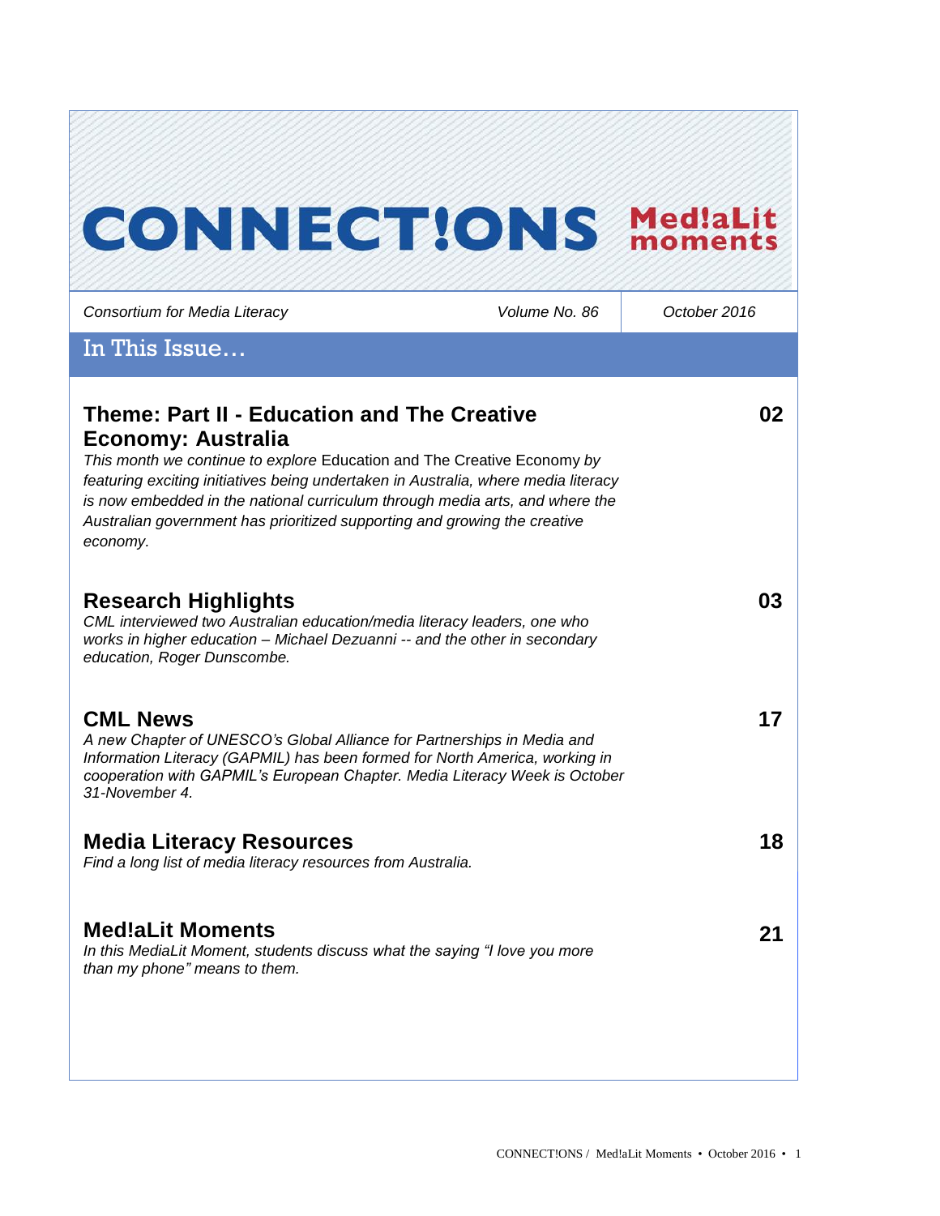# CONNECT!ONS Med!aLit moments

*Consortium for Media Literacy* | *Volume No. 86* | *October 2016*

## In This Issue…

### Theme: Part II - Education and The Creative Economy: Australia — 02

*This month we continue to explore* Education and The Creative Economy *by featuring exciting initiatives being undertaken in Australia, where media literacy is now embedded in the national curriculum through media arts, and where the Australian government has prioritized supporting and growing the creative economy.*

### Research Highlights — 03

*CML interviewed two Australian education/media literacy leaders, one who works in higher education – Michael Dezuanni -- and the other in secondary education, Roger Dunscombe.*

### CML News — 17

*A new Chapter of UNESCO's Global Alliance for Partnerships in Media and Information Literacy (GAPMIL) has been formed for North America, working in cooperation with GAPMIL's European Chapter. Media Literacy Week is October 31-November 4.*

### Media Literacy Resources — 18

*Find a long list of media literacy resources from Australia.*

### Med!aLit Moments — 21

*In this MediaLit Moment, students discuss what the saying "I love you more than my phone" means to them.*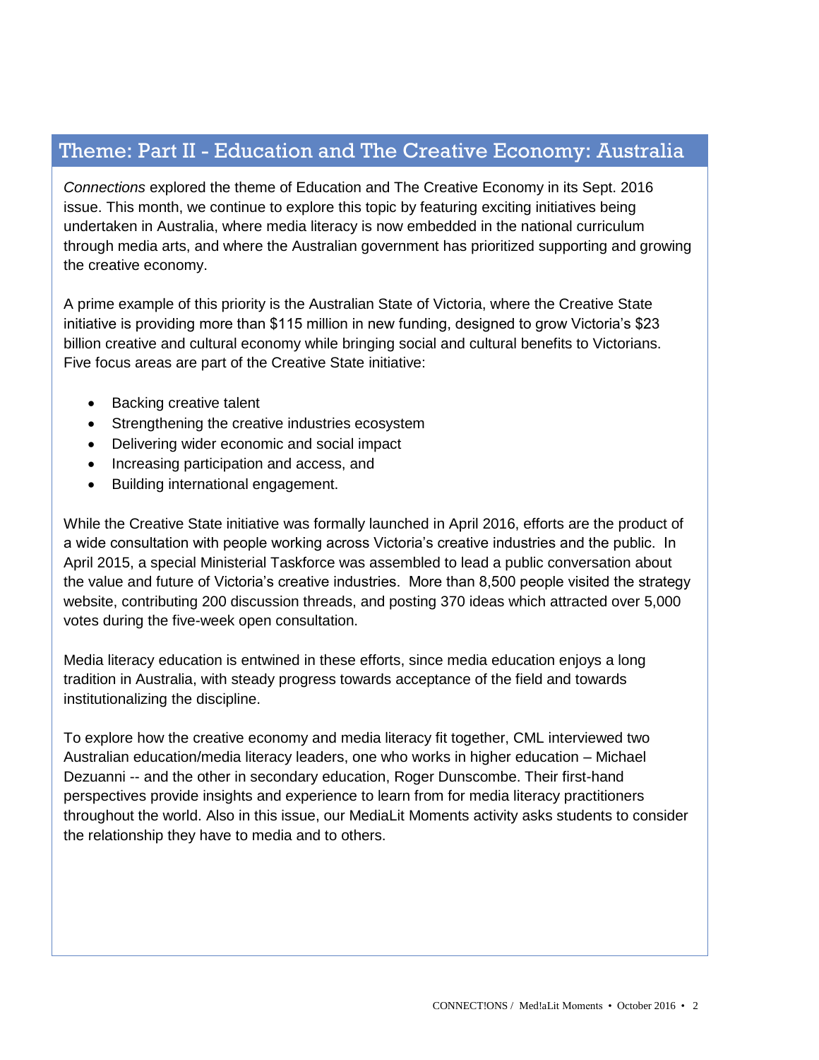## Theme: Part II - Education and The Creative Economy: Australia

*Connections* explored the theme of Education and The Creative Economy in its Sept. 2016 issue. This month, we continue to explore this topic by featuring exciting initiatives being undertaken in Australia, where media literacy is now embedded in the national curriculum through media arts, and where the Australian government has prioritized supporting and growing the creative economy.

A prime example of this priority is the Australian State of Victoria, where the Creative State initiative is providing more than $115 million in new funding, designed to grow Victoria's $23 billion creative and cultural economy while bringing social and cultural benefits to Victorians. Five focus areas are part of the Creative State initiative:

- Backing creative talent
- Strengthening the creative industries ecosystem
- Delivering wider economic and social impact
- Increasing participation and access, and
- Building international engagement.

While the Creative State initiative was formally launched in April 2016, efforts are the product of a wide consultation with people working across Victoria's creative industries and the public. In April 2015, a special Ministerial Taskforce was assembled to lead a public conversation about the value and future of Victoria's creative industries. More than 8,500 people visited the strategy website, contributing 200 discussion threads, and posting 370 ideas which attracted over 5,000 votes during the five-week open consultation.

Media literacy education is entwined in these efforts, since media education enjoys a long tradition in Australia, with steady progress towards acceptance of the field and towards institutionalizing the discipline.

To explore how the creative economy and media literacy fit together, CML interviewed two Australian education/media literacy leaders, one who works in higher education – Michael Dezuanni -- and the other in secondary education, Roger Dunscombe. Their first-hand perspectives provide insights and experience to learn from for media literacy practitioners throughout the world. Also in this issue, our MediaLit Moments activity asks students to consider the relationship they have to media and to others.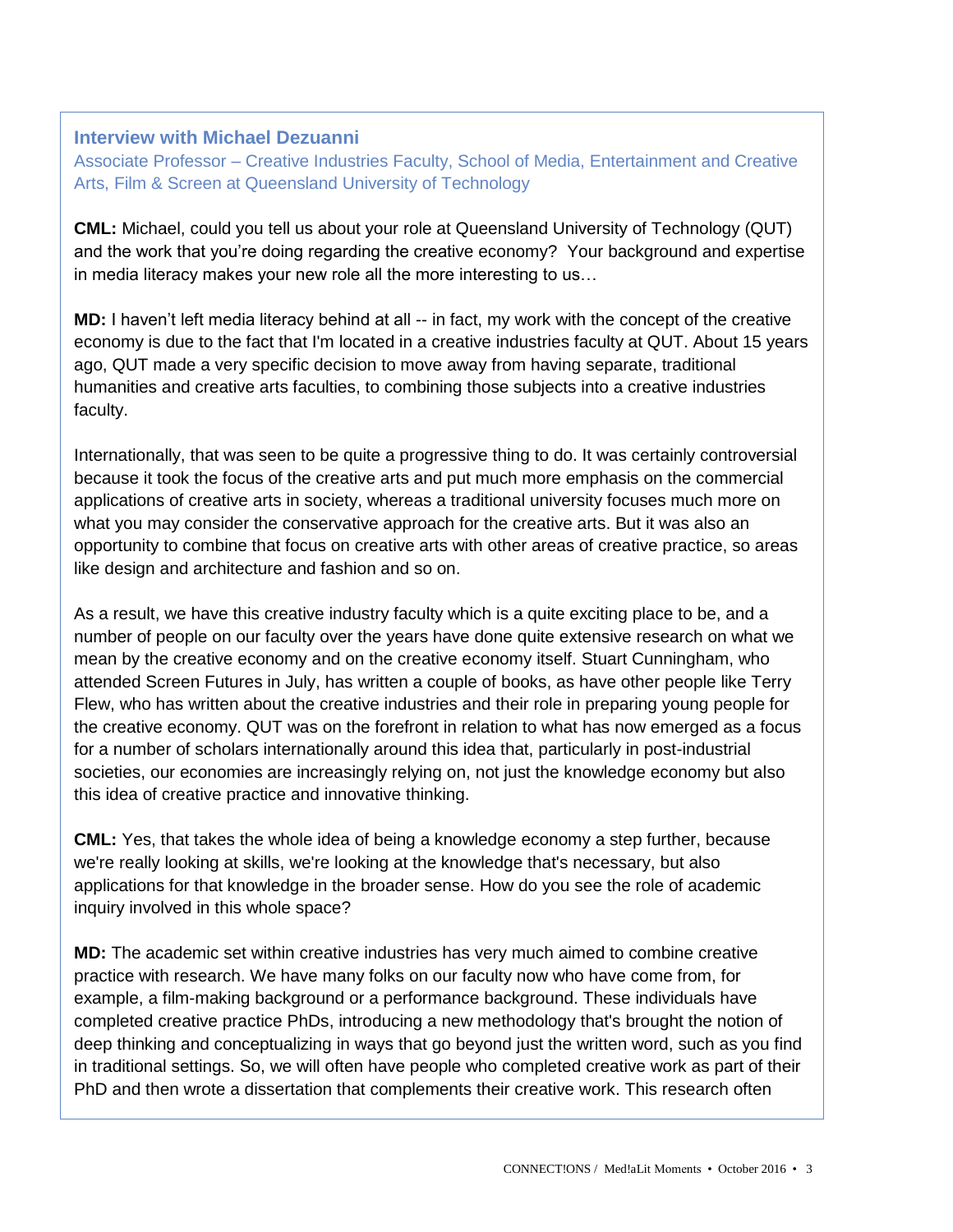### Interview with Michael Dezuanni

Associate Professor – Creative Industries Faculty, School of Media, Entertainment and Creative Arts, Film & Screen at Queensland University of Technology

**CML:** Michael, could you tell us about your role at Queensland University of Technology (QUT) and the work that you're doing regarding the creative economy? Your background and expertise in media literacy makes your new role all the more interesting to us…

**MD:** I haven't left media literacy behind at all -- in fact, my work with the concept of the creative economy is due to the fact that I'm located in a creative industries faculty at QUT. About 15 years ago, QUT made a very specific decision to move away from having separate, traditional humanities and creative arts faculties, to combining those subjects into a creative industries faculty.

Internationally, that was seen to be quite a progressive thing to do. It was certainly controversial because it took the focus of the creative arts and put much more emphasis on the commercial applications of creative arts in society, whereas a traditional university focuses much more on what you may consider the conservative approach for the creative arts. But it was also an opportunity to combine that focus on creative arts with other areas of creative practice, so areas like design and architecture and fashion and so on.

As a result, we have this creative industry faculty which is a quite exciting place to be, and a number of people on our faculty over the years have done quite extensive research on what we mean by the creative economy and on the creative economy itself. Stuart Cunningham, who attended Screen Futures in July, has written a couple of books, as have other people like Terry Flew, who has written about the creative industries and their role in preparing young people for the creative economy. QUT was on the forefront in relation to what has now emerged as a focus for a number of scholars internationally around this idea that, particularly in post-industrial societies, our economies are increasingly relying on, not just the knowledge economy but also this idea of creative practice and innovative thinking.

**CML:** Yes, that takes the whole idea of being a knowledge economy a step further, because we're really looking at skills, we're looking at the knowledge that's necessary, but also applications for that knowledge in the broader sense. How do you see the role of academic inquiry involved in this whole space?

**MD:** The academic set within creative industries has very much aimed to combine creative practice with research. We have many folks on our faculty now who have come from, for example, a film-making background or a performance background. These individuals have completed creative practice PhDs, introducing a new methodology that's brought the notion of deep thinking and conceptualizing in ways that go beyond just the written word, such as you find in traditional settings. So, we will often have people who completed creative work as part of their PhD and then wrote a dissertation that complements their creative work. This research often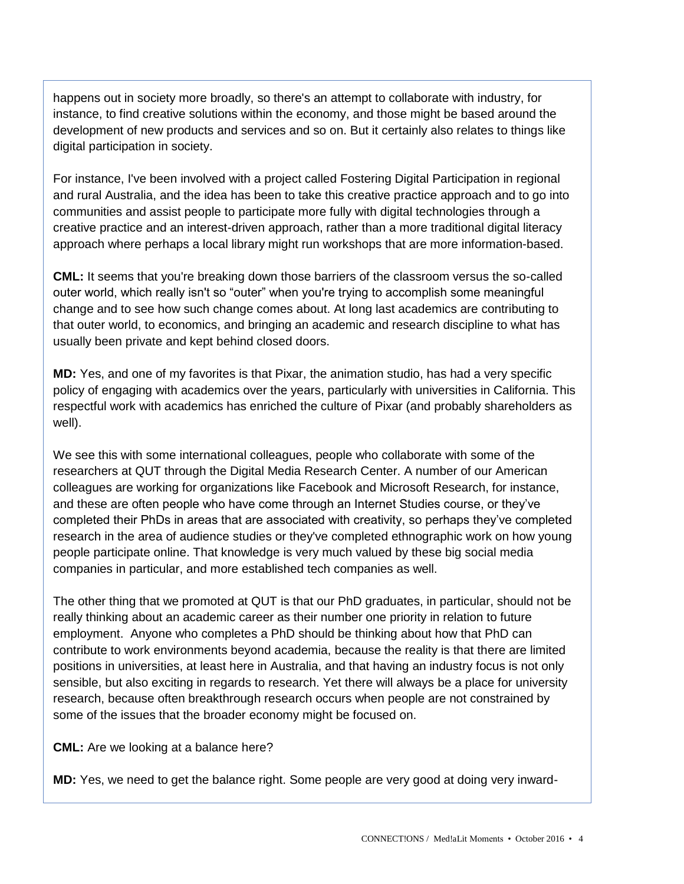happens out in society more broadly, so there's an attempt to collaborate with industry, for instance, to find creative solutions within the economy, and those might be based around the development of new products and services and so on. But it certainly also relates to things like digital participation in society.

For instance, I've been involved with a project called Fostering Digital Participation in regional and rural Australia, and the idea has been to take this creative practice approach and to go into communities and assist people to participate more fully with digital technologies through a creative practice and an interest-driven approach, rather than a more traditional digital literacy approach where perhaps a local library might run workshops that are more information-based.

**CML:** It seems that you're breaking down those barriers of the classroom versus the so-called outer world, which really isn't so "outer" when you're trying to accomplish some meaningful change and to see how such change comes about. At long last academics are contributing to that outer world, to economics, and bringing an academic and research discipline to what has usually been private and kept behind closed doors.

**MD:** Yes, and one of my favorites is that Pixar, the animation studio, has had a very specific policy of engaging with academics over the years, particularly with universities in California. This respectful work with academics has enriched the culture of Pixar (and probably shareholders as well).

We see this with some international colleagues, people who collaborate with some of the researchers at QUT through the Digital Media Research Center. A number of our American colleagues are working for organizations like Facebook and Microsoft Research, for instance, and these are often people who have come through an Internet Studies course, or they've completed their PhDs in areas that are associated with creativity, so perhaps they've completed research in the area of audience studies or they've completed ethnographic work on how young people participate online. That knowledge is very much valued by these big social media companies in particular, and more established tech companies as well.

The other thing that we promoted at QUT is that our PhD graduates, in particular, should not be really thinking about an academic career as their number one priority in relation to future employment. Anyone who completes a PhD should be thinking about how that PhD can contribute to work environments beyond academia, because the reality is that there are limited positions in universities, at least here in Australia, and that having an industry focus is not only sensible, but also exciting in regards to research. Yet there will always be a place for university research, because often breakthrough research occurs when people are not constrained by some of the issues that the broader economy might be focused on.

**CML:** Are we looking at a balance here?

**MD:** Yes, we need to get the balance right. Some people are very good at doing very inward-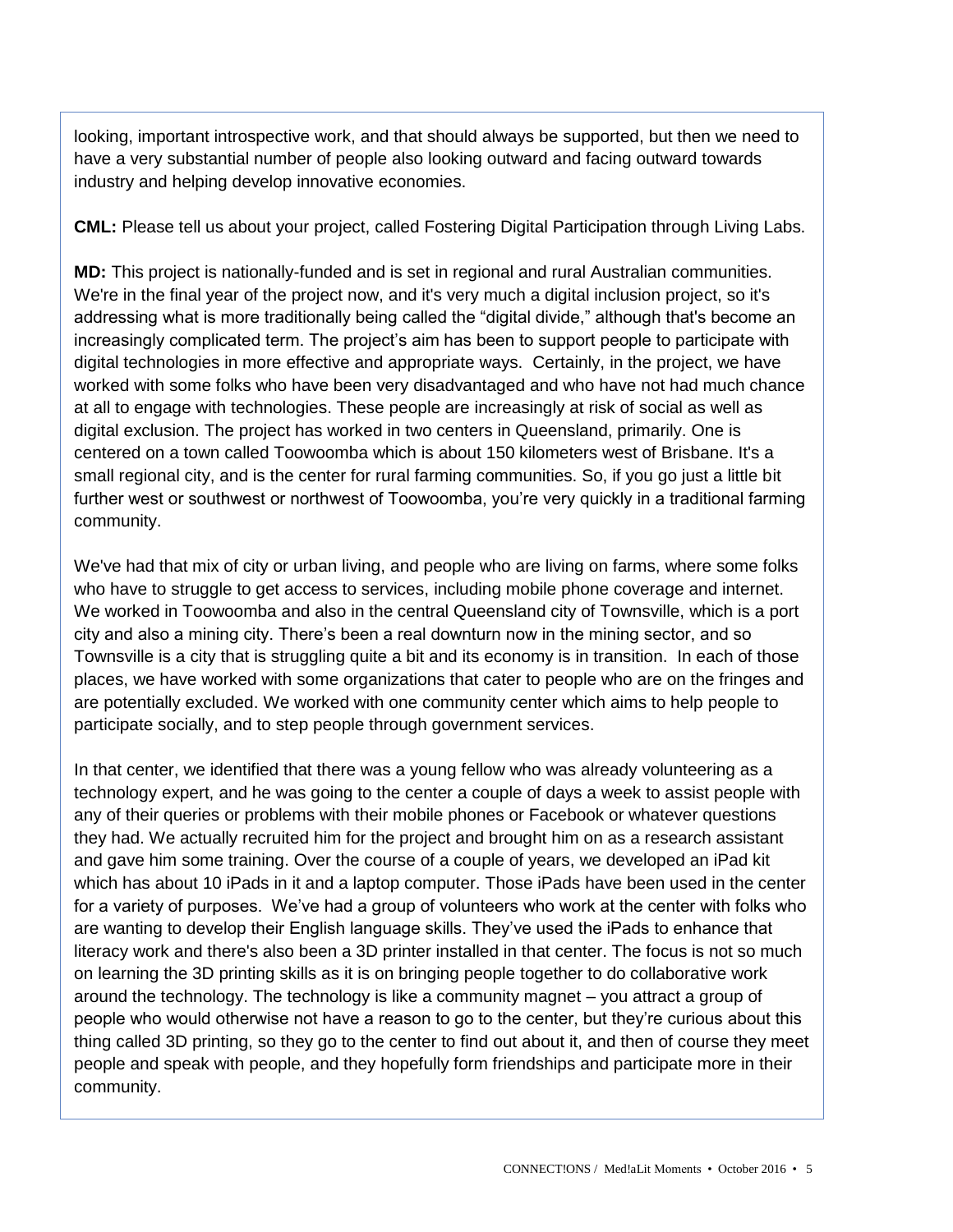looking, important introspective work, and that should always be supported, but then we need to have a very substantial number of people also looking outward and facing outward towards industry and helping develop innovative economies.

**CML:** Please tell us about your project, called Fostering Digital Participation through Living Labs.

**MD:** This project is nationally-funded and is set in regional and rural Australian communities. We're in the final year of the project now, and it's very much a digital inclusion project, so it's addressing what is more traditionally being called the "digital divide," although that's become an increasingly complicated term. The project's aim has been to support people to participate with digital technologies in more effective and appropriate ways. Certainly, in the project, we have worked with some folks who have been very disadvantaged and who have not had much chance at all to engage with technologies. These people are increasingly at risk of social as well as digital exclusion. The project has worked in two centers in Queensland, primarily. One is centered on a town called Toowoomba which is about 150 kilometers west of Brisbane. It's a small regional city, and is the center for rural farming communities. So, if you go just a little bit further west or southwest or northwest of Toowoomba, you're very quickly in a traditional farming community.

We've had that mix of city or urban living, and people who are living on farms, where some folks who have to struggle to get access to services, including mobile phone coverage and internet. We worked in Toowoomba and also in the central Queensland city of Townsville, which is a port city and also a mining city. There's been a real downturn now in the mining sector, and so Townsville is a city that is struggling quite a bit and its economy is in transition. In each of those places, we have worked with some organizations that cater to people who are on the fringes and are potentially excluded. We worked with one community center which aims to help people to participate socially, and to step people through government services.

In that center, we identified that there was a young fellow who was already volunteering as a technology expert, and he was going to the center a couple of days a week to assist people with any of their queries or problems with their mobile phones or Facebook or whatever questions they had. We actually recruited him for the project and brought him on as a research assistant and gave him some training. Over the course of a couple of years, we developed an iPad kit which has about 10 iPads in it and a laptop computer. Those iPads have been used in the center for a variety of purposes. We've had a group of volunteers who work at the center with folks who are wanting to develop their English language skills. They've used the iPads to enhance that literacy work and there's also been a 3D printer installed in that center. The focus is not so much on learning the 3D printing skills as it is on bringing people together to do collaborative work around the technology. The technology is like a community magnet – you attract a group of people who would otherwise not have a reason to go to the center, but they're curious about this thing called 3D printing, so they go to the center to find out about it, and then of course they meet people and speak with people, and they hopefully form friendships and participate more in their community.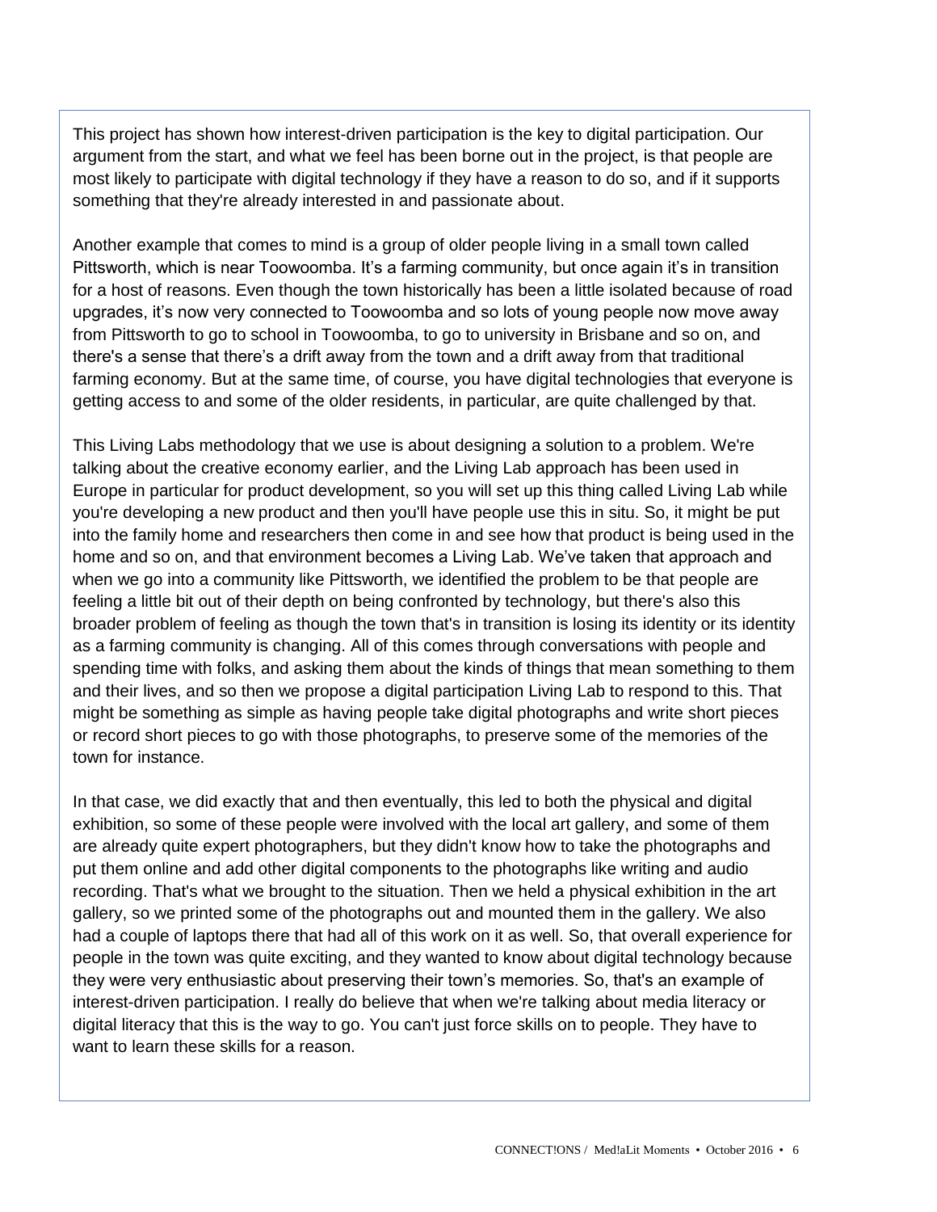This project has shown how interest-driven participation is the key to digital participation. Our argument from the start, and what we feel has been borne out in the project, is that people are most likely to participate with digital technology if they have a reason to do so, and if it supports something that they're already interested in and passionate about.

Another example that comes to mind is a group of older people living in a small town called Pittsworth, which is near Toowoomba. It's a farming community, but once again it's in transition for a host of reasons. Even though the town historically has been a little isolated because of road upgrades, it's now very connected to Toowoomba and so lots of young people now move away from Pittsworth to go to school in Toowoomba, to go to university in Brisbane and so on, and there's a sense that there's a drift away from the town and a drift away from that traditional farming economy. But at the same time, of course, you have digital technologies that everyone is getting access to and some of the older residents, in particular, are quite challenged by that.

This Living Labs methodology that we use is about designing a solution to a problem. We're talking about the creative economy earlier, and the Living Lab approach has been used in Europe in particular for product development, so you will set up this thing called Living Lab while you're developing a new product and then you'll have people use this in situ. So, it might be put into the family home and researchers then come in and see how that product is being used in the home and so on, and that environment becomes a Living Lab. We've taken that approach and when we go into a community like Pittsworth, we identified the problem to be that people are feeling a little bit out of their depth on being confronted by technology, but there's also this broader problem of feeling as though the town that's in transition is losing its identity or its identity as a farming community is changing. All of this comes through conversations with people and spending time with folks, and asking them about the kinds of things that mean something to them and their lives, and so then we propose a digital participation Living Lab to respond to this. That might be something as simple as having people take digital photographs and write short pieces or record short pieces to go with those photographs, to preserve some of the memories of the town for instance.

In that case, we did exactly that and then eventually, this led to both the physical and digital exhibition, so some of these people were involved with the local art gallery, and some of them are already quite expert photographers, but they didn't know how to take the photographs and put them online and add other digital components to the photographs like writing and audio recording. That's what we brought to the situation. Then we held a physical exhibition in the art gallery, so we printed some of the photographs out and mounted them in the gallery. We also had a couple of laptops there that had all of this work on it as well. So, that overall experience for people in the town was quite exciting, and they wanted to know about digital technology because they were very enthusiastic about preserving their town's memories. So, that's an example of interest-driven participation. I really do believe that when we're talking about media literacy or digital literacy that this is the way to go. You can't just force skills on to people. They have to want to learn these skills for a reason.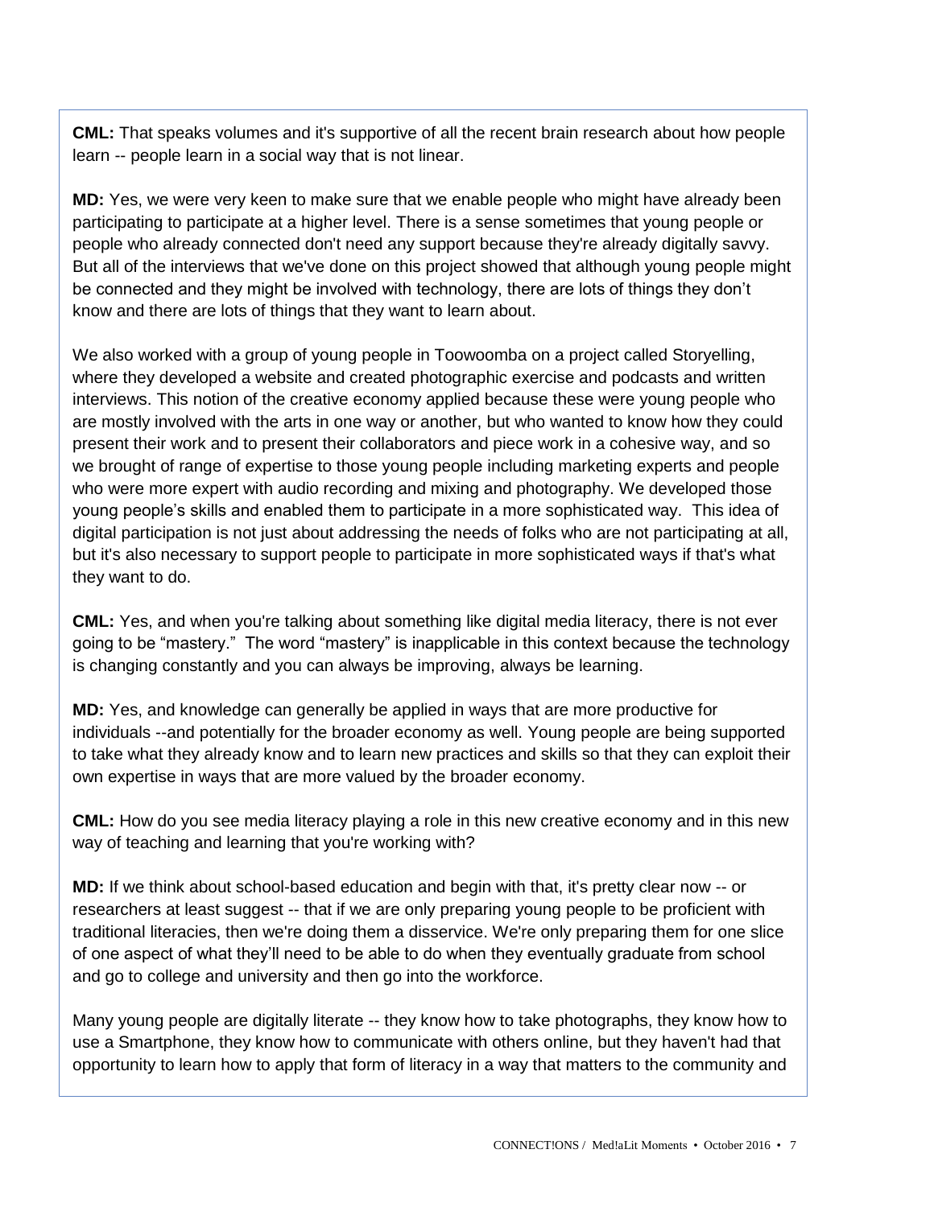**CML:** That speaks volumes and it's supportive of all the recent brain research about how people learn -- people learn in a social way that is not linear.

**MD:** Yes, we were very keen to make sure that we enable people who might have already been participating to participate at a higher level. There is a sense sometimes that young people or people who already connected don't need any support because they're already digitally savvy. But all of the interviews that we've done on this project showed that although young people might be connected and they might be involved with technology, there are lots of things they don't know and there are lots of things that they want to learn about.

We also worked with a group of young people in Toowoomba on a project called Storyelling, where they developed a website and created photographic exercise and podcasts and written interviews. This notion of the creative economy applied because these were young people who are mostly involved with the arts in one way or another, but who wanted to know how they could present their work and to present their collaborators and piece work in a cohesive way, and so we brought of range of expertise to those young people including marketing experts and people who were more expert with audio recording and mixing and photography. We developed those young people's skills and enabled them to participate in a more sophisticated way. This idea of digital participation is not just about addressing the needs of folks who are not participating at all, but it's also necessary to support people to participate in more sophisticated ways if that's what they want to do.

**CML:** Yes, and when you're talking about something like digital media literacy, there is not ever going to be "mastery." The word "mastery" is inapplicable in this context because the technology is changing constantly and you can always be improving, always be learning.

**MD:** Yes, and knowledge can generally be applied in ways that are more productive for individuals --and potentially for the broader economy as well. Young people are being supported to take what they already know and to learn new practices and skills so that they can exploit their own expertise in ways that are more valued by the broader economy.

**CML:** How do you see media literacy playing a role in this new creative economy and in this new way of teaching and learning that you're working with?

**MD:** If we think about school-based education and begin with that, it's pretty clear now -- or researchers at least suggest -- that if we are only preparing young people to be proficient with traditional literacies, then we're doing them a disservice. We're only preparing them for one slice of one aspect of what they'll need to be able to do when they eventually graduate from school and go to college and university and then go into the workforce.

Many young people are digitally literate -- they know how to take photographs, they know how to use a Smartphone, they know how to communicate with others online, but they haven't had that opportunity to learn how to apply that form of literacy in a way that matters to the community and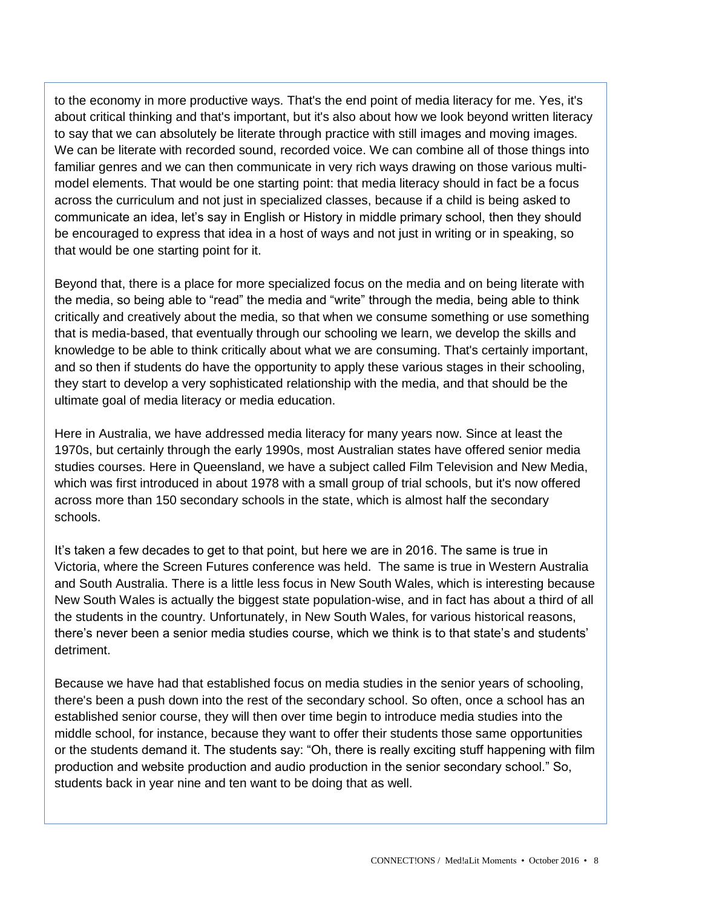to the economy in more productive ways. That's the end point of media literacy for me. Yes, it's about critical thinking and that's important, but it's also about how we look beyond written literacy to say that we can absolutely be literate through practice with still images and moving images. We can be literate with recorded sound, recorded voice. We can combine all of those things into familiar genres and we can then communicate in very rich ways drawing on those various multi-model elements. That would be one starting point: that media literacy should in fact be a focus across the curriculum and not just in specialized classes, because if a child is being asked to communicate an idea, let's say in English or History in middle primary school, then they should be encouraged to express that idea in a host of ways and not just in writing or in speaking, so that would be one starting point for it.

Beyond that, there is a place for more specialized focus on the media and on being literate with the media, so being able to "read" the media and "write" through the media, being able to think critically and creatively about the media, so that when we consume something or use something that is media-based, that eventually through our schooling we learn, we develop the skills and knowledge to be able to think critically about what we are consuming. That's certainly important, and so then if students do have the opportunity to apply these various stages in their schooling, they start to develop a very sophisticated relationship with the media, and that should be the ultimate goal of media literacy or media education.

Here in Australia, we have addressed media literacy for many years now. Since at least the 1970s, but certainly through the early 1990s, most Australian states have offered senior media studies courses. Here in Queensland, we have a subject called Film Television and New Media, which was first introduced in about 1978 with a small group of trial schools, but it's now offered across more than 150 secondary schools in the state, which is almost half the secondary schools.

It's taken a few decades to get to that point, but here we are in 2016. The same is true in Victoria, where the Screen Futures conference was held. The same is true in Western Australia and South Australia. There is a little less focus in New South Wales, which is interesting because New South Wales is actually the biggest state population-wise, and in fact has about a third of all the students in the country. Unfortunately, in New South Wales, for various historical reasons, there's never been a senior media studies course, which we think is to that state's and students' detriment.

Because we have had that established focus on media studies in the senior years of schooling, there's been a push down into the rest of the secondary school. So often, once a school has an established senior course, they will then over time begin to introduce media studies into the middle school, for instance, because they want to offer their students those same opportunities or the students demand it. The students say: "Oh, there is really exciting stuff happening with film production and website production and audio production in the senior secondary school." So, students back in year nine and ten want to be doing that as well.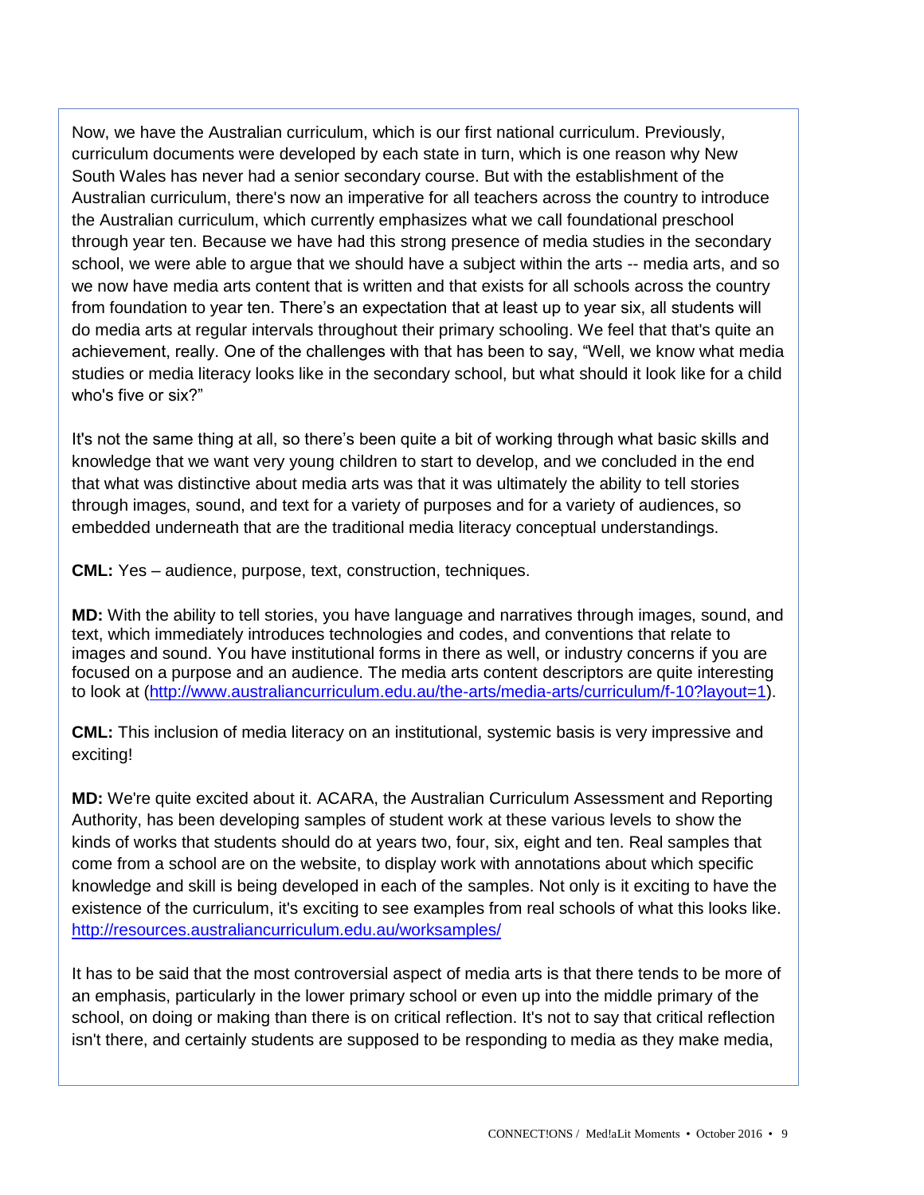Now, we have the Australian curriculum, which is our first national curriculum. Previously, curriculum documents were developed by each state in turn, which is one reason why New South Wales has never had a senior secondary course. But with the establishment of the Australian curriculum, there's now an imperative for all teachers across the country to introduce the Australian curriculum, which currently emphasizes what we call foundational preschool through year ten. Because we have had this strong presence of media studies in the secondary school, we were able to argue that we should have a subject within the arts -- media arts, and so we now have media arts content that is written and that exists for all schools across the country from foundation to year ten. There's an expectation that at least up to year six, all students will do media arts at regular intervals throughout their primary schooling. We feel that that's quite an achievement, really. One of the challenges with that has been to say, "Well, we know what media studies or media literacy looks like in the secondary school, but what should it look like for a child who's five or six?"

It's not the same thing at all, so there's been quite a bit of working through what basic skills and knowledge that we want very young children to start to develop, and we concluded in the end that what was distinctive about media arts was that it was ultimately the ability to tell stories through images, sound, and text for a variety of purposes and for a variety of audiences, so embedded underneath that are the traditional media literacy conceptual understandings.

**CML:** Yes – audience, purpose, text, construction, techniques.

**MD:** With the ability to tell stories, you have language and narratives through images, sound, and text, which immediately introduces technologies and codes, and conventions that relate to images and sound. You have institutional forms in there as well, or industry concerns if you are focused on a purpose and an audience. The media arts content descriptors are quite interesting to look at (http://www.australiancurriculum.edu.au/the-arts/media-arts/curriculum/f-10?layout=1).

**CML:** This inclusion of media literacy on an institutional, systemic basis is very impressive and exciting!

**MD:** We're quite excited about it. ACARA, the Australian Curriculum Assessment and Reporting Authority, has been developing samples of student work at these various levels to show the kinds of works that students should do at years two, four, six, eight and ten. Real samples that come from a school are on the website, to display work with annotations about which specific knowledge and skill is being developed in each of the samples. Not only is it exciting to have the existence of the curriculum, it's exciting to see examples from real schools of what this looks like. http://resources.australiancurriculum.edu.au/worksamples/

It has to be said that the most controversial aspect of media arts is that there tends to be more of an emphasis, particularly in the lower primary school or even up into the middle primary of the school, on doing or making than there is on critical reflection. It's not to say that critical reflection isn't there, and certainly students are supposed to be responding to media as they make media,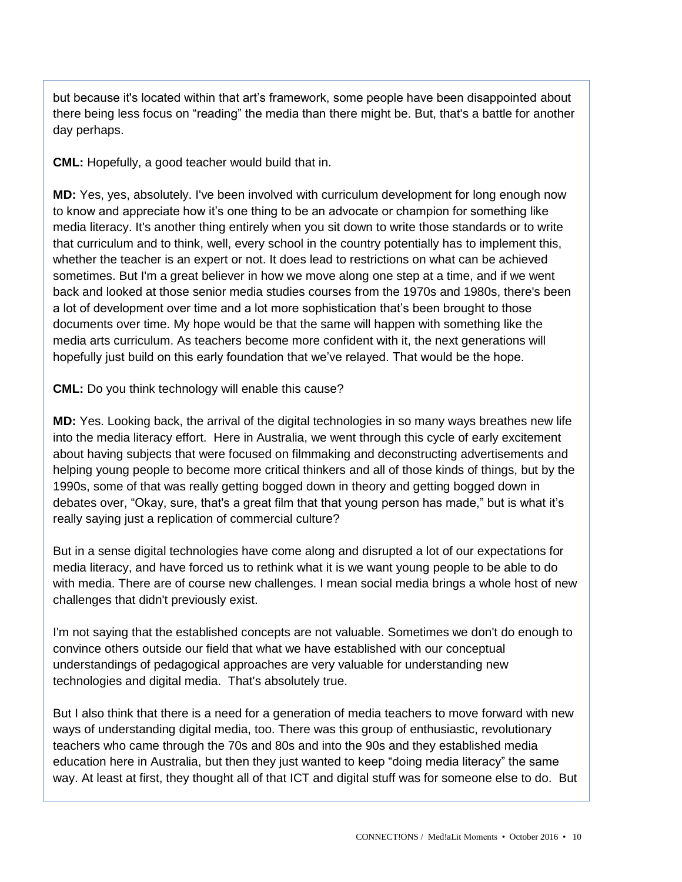but because it's located within that art's framework, some people have been disappointed about there being less focus on "reading" the media than there might be. But, that's a battle for another day perhaps.

**CML:** Hopefully, a good teacher would build that in.

**MD:** Yes, yes, absolutely. I've been involved with curriculum development for long enough now to know and appreciate how it's one thing to be an advocate or champion for something like media literacy. It's another thing entirely when you sit down to write those standards or to write that curriculum and to think, well, every school in the country potentially has to implement this, whether the teacher is an expert or not. It does lead to restrictions on what can be achieved sometimes. But I'm a great believer in how we move along one step at a time, and if we went back and looked at those senior media studies courses from the 1970s and 1980s, there's been a lot of development over time and a lot more sophistication that's been brought to those documents over time. My hope would be that the same will happen with something like the media arts curriculum. As teachers become more confident with it, the next generations will hopefully just build on this early foundation that we've relayed. That would be the hope.

**CML:** Do you think technology will enable this cause?

**MD:** Yes. Looking back, the arrival of the digital technologies in so many ways breathes new life into the media literacy effort. Here in Australia, we went through this cycle of early excitement about having subjects that were focused on filmmaking and deconstructing advertisements and helping young people to become more critical thinkers and all of those kinds of things, but by the 1990s, some of that was really getting bogged down in theory and getting bogged down in debates over, "Okay, sure, that's a great film that that young person has made," but is what it's really saying just a replication of commercial culture?

But in a sense digital technologies have come along and disrupted a lot of our expectations for media literacy, and have forced us to rethink what it is we want young people to be able to do with media. There are of course new challenges. I mean social media brings a whole host of new challenges that didn't previously exist.

I'm not saying that the established concepts are not valuable. Sometimes we don't do enough to convince others outside our field that what we have established with our conceptual understandings of pedagogical approaches are very valuable for understanding new technologies and digital media. That's absolutely true.

But I also think that there is a need for a generation of media teachers to move forward with new ways of understanding digital media, too. There was this group of enthusiastic, revolutionary teachers who came through the 70s and 80s and into the 90s and they established media education here in Australia, but then they just wanted to keep "doing media literacy" the same way. At least at first, they thought all of that ICT and digital stuff was for someone else to do. But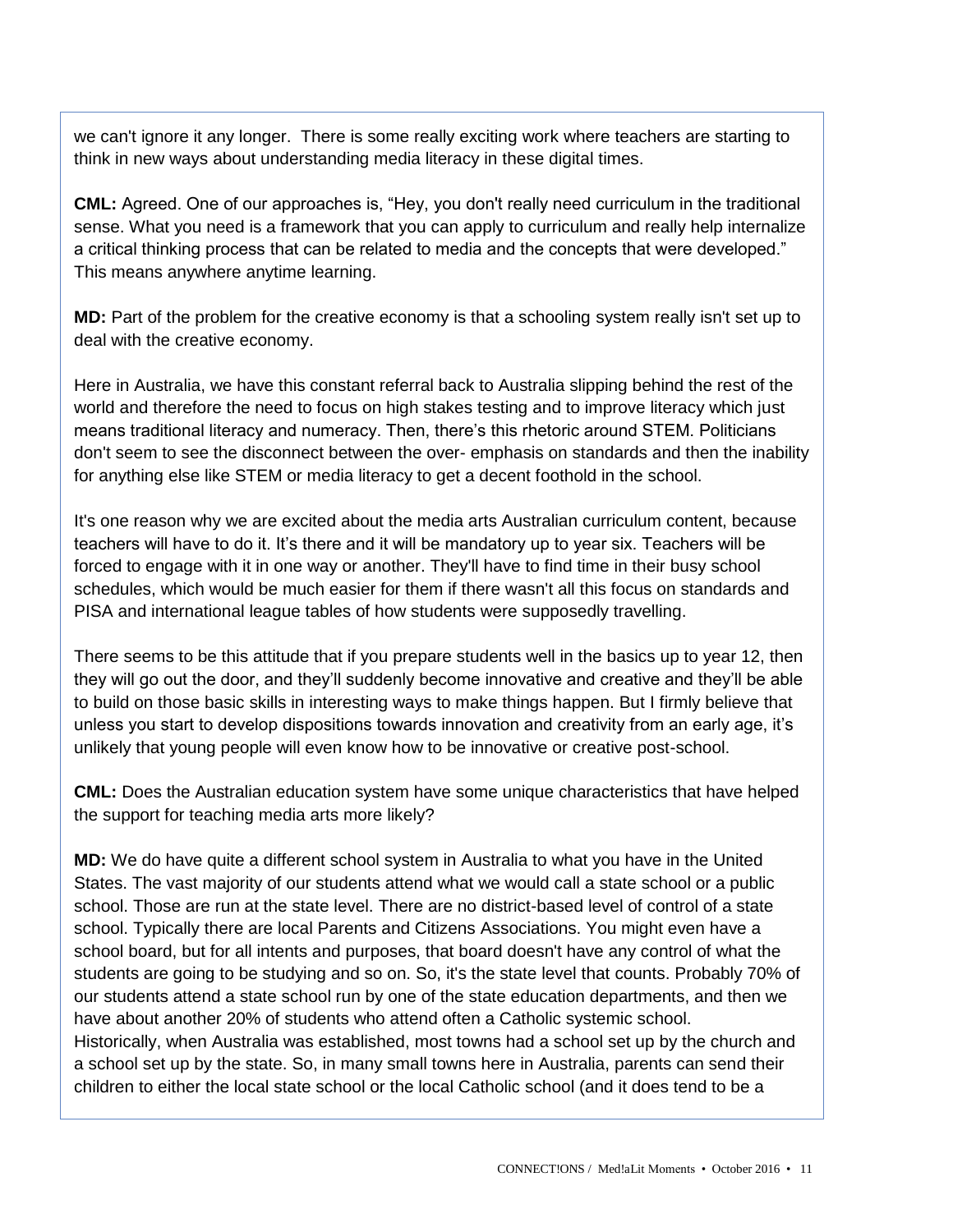we can't ignore it any longer. There is some really exciting work where teachers are starting to think in new ways about understanding media literacy in these digital times.

**CML:** Agreed. One of our approaches is, "Hey, you don't really need curriculum in the traditional sense. What you need is a framework that you can apply to curriculum and really help internalize a critical thinking process that can be related to media and the concepts that were developed." This means anywhere anytime learning.

**MD:** Part of the problem for the creative economy is that a schooling system really isn't set up to deal with the creative economy.

Here in Australia, we have this constant referral back to Australia slipping behind the rest of the world and therefore the need to focus on high stakes testing and to improve literacy which just means traditional literacy and numeracy. Then, there's this rhetoric around STEM. Politicians don't seem to see the disconnect between the over- emphasis on standards and then the inability for anything else like STEM or media literacy to get a decent foothold in the school.

It's one reason why we are excited about the media arts Australian curriculum content, because teachers will have to do it. It's there and it will be mandatory up to year six. Teachers will be forced to engage with it in one way or another. They'll have to find time in their busy school schedules, which would be much easier for them if there wasn't all this focus on standards and PISA and international league tables of how students were supposedly travelling.

There seems to be this attitude that if you prepare students well in the basics up to year 12, then they will go out the door, and they'll suddenly become innovative and creative and they'll be able to build on those basic skills in interesting ways to make things happen. But I firmly believe that unless you start to develop dispositions towards innovation and creativity from an early age, it's unlikely that young people will even know how to be innovative or creative post-school.

**CML:** Does the Australian education system have some unique characteristics that have helped the support for teaching media arts more likely?

**MD:** We do have quite a different school system in Australia to what you have in the United States. The vast majority of our students attend what we would call a state school or a public school. Those are run at the state level. There are no district-based level of control of a state school. Typically there are local Parents and Citizens Associations. You might even have a school board, but for all intents and purposes, that board doesn't have any control of what the students are going to be studying and so on. So, it's the state level that counts. Probably 70% of our students attend a state school run by one of the state education departments, and then we have about another 20% of students who attend often a Catholic systemic school. Historically, when Australia was established, most towns had a school set up by the church and a school set up by the state. So, in many small towns here in Australia, parents can send their children to either the local state school or the local Catholic school (and it does tend to be a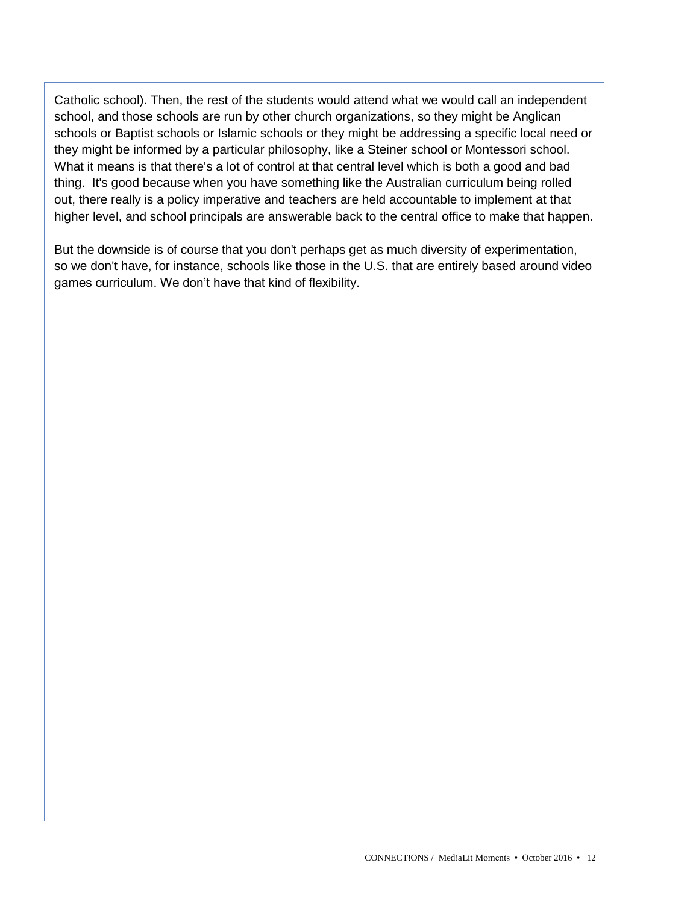Catholic school). Then, the rest of the students would attend what we would call an independent school, and those schools are run by other church organizations, so they might be Anglican schools or Baptist schools or Islamic schools or they might be addressing a specific local need or they might be informed by a particular philosophy, like a Steiner school or Montessori school. What it means is that there's a lot of control at that central level which is both a good and bad thing. It's good because when you have something like the Australian curriculum being rolled out, there really is a policy imperative and teachers are held accountable to implement at that higher level, and school principals are answerable back to the central office to make that happen.

But the downside is of course that you don't perhaps get as much diversity of experimentation, so we don't have, for instance, schools like those in the U.S. that are entirely based around video games curriculum. We don't have that kind of flexibility.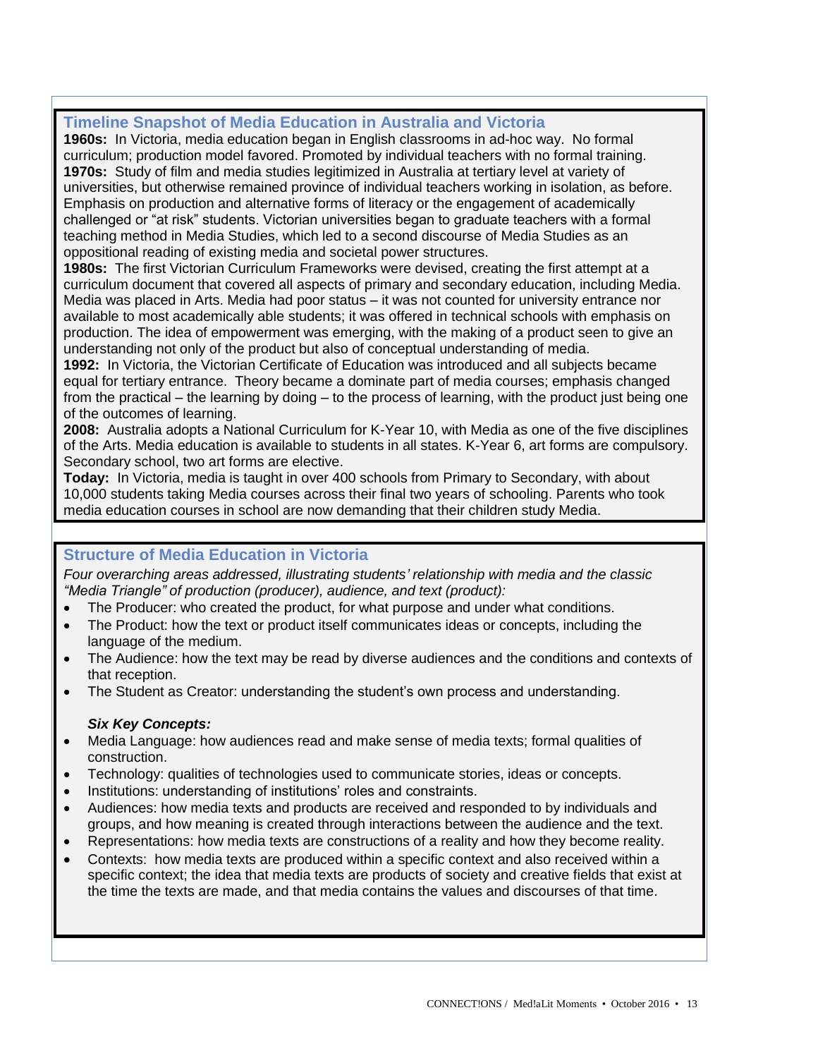## Timeline Snapshot of Media Education in Australia and Victoria

**1960s:** In Victoria, media education began in English classrooms in ad-hoc way. No formal curriculum; production model favored. Promoted by individual teachers with no formal training.

**1970s:** Study of film and media studies legitimized in Australia at tertiary level at variety of universities, but otherwise remained province of individual teachers working in isolation, as before. Emphasis on production and alternative forms of literacy or the engagement of academically challenged or "at risk" students. Victorian universities began to graduate teachers with a formal teaching method in Media Studies, which led to a second discourse of Media Studies as an oppositional reading of existing media and societal power structures.

**1980s:** The first Victorian Curriculum Frameworks were devised, creating the first attempt at a curriculum document that covered all aspects of primary and secondary education, including Media. Media was placed in Arts. Media had poor status – it was not counted for university entrance nor available to most academically able students; it was offered in technical schools with emphasis on production. The idea of empowerment was emerging, with the making of a product seen to give an understanding not only of the product but also of conceptual understanding of media.

**1992:** In Victoria, the Victorian Certificate of Education was introduced and all subjects became equal for tertiary entrance. Theory became a dominate part of media courses; emphasis changed from the practical – the learning by doing – to the process of learning, with the product just being one of the outcomes of learning.

**2008:** Australia adopts a National Curriculum for K-Year 10, with Media as one of the five disciplines of the Arts. Media education is available to students in all states. K-Year 6, art forms are compulsory. Secondary school, two art forms are elective.

**Today:** In Victoria, media is taught in over 400 schools from Primary to Secondary, with about 10,000 students taking Media courses across their final two years of schooling. Parents who took media education courses in school are now demanding that their children study Media.

## Structure of Media Education in Victoria

*Four overarching areas addressed, illustrating students' relationship with media and the classic "Media Triangle" of production (producer), audience, and text (product):*

- The Producer: who created the product, for what purpose and under what conditions.
- The Product: how the text or product itself communicates ideas or concepts, including the language of the medium.
- The Audience: how the text may be read by diverse audiences and the conditions and contexts of that reception.
- The Student as Creator: understanding the student's own process and understanding.

***Six Key Concepts:***

- Media Language: how audiences read and make sense of media texts; formal qualities of construction.
- Technology: qualities of technologies used to communicate stories, ideas or concepts.
- Institutions: understanding of institutions' roles and constraints.
- Audiences: how media texts and products are received and responded to by individuals and groups, and how meaning is created through interactions between the audience and the text.
- Representations: how media texts are constructions of a reality and how they become reality.
- Contexts: how media texts are produced within a specific context and also received within a specific context; the idea that media texts are products of society and creative fields that exist at the time the texts are made, and that media contains the values and discourses of that time.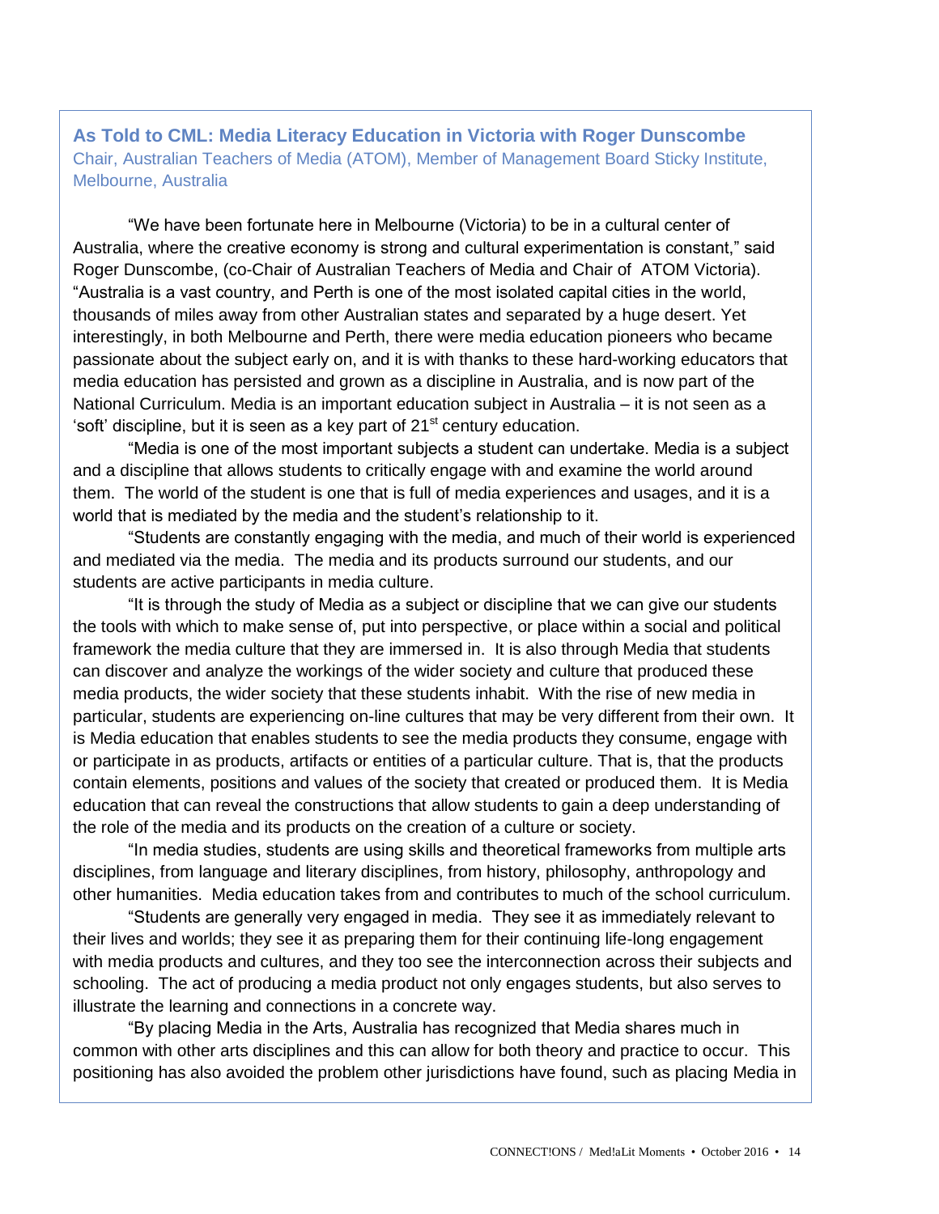## As Told to CML: Media Literacy Education in Victoria with Roger Dunscombe

Chair, Australian Teachers of Media (ATOM), Member of Management Board Sticky Institute, Melbourne, Australia

"We have been fortunate here in Melbourne (Victoria) to be in a cultural center of Australia, where the creative economy is strong and cultural experimentation is constant," said Roger Dunscombe, (co-Chair of Australian Teachers of Media and Chair of ATOM Victoria). "Australia is a vast country, and Perth is one of the most isolated capital cities in the world, thousands of miles away from other Australian states and separated by a huge desert. Yet interestingly, in both Melbourne and Perth, there were media education pioneers who became passionate about the subject early on, and it is with thanks to these hard-working educators that media education has persisted and grown as a discipline in Australia, and is now part of the National Curriculum. Media is an important education subject in Australia – it is not seen as a 'soft' discipline, but it is seen as a key part of 21st century education.

"Media is one of the most important subjects a student can undertake. Media is a subject and a discipline that allows students to critically engage with and examine the world around them. The world of the student is one that is full of media experiences and usages, and it is a world that is mediated by the media and the student's relationship to it.

"Students are constantly engaging with the media, and much of their world is experienced and mediated via the media. The media and its products surround our students, and our students are active participants in media culture.

"It is through the study of Media as a subject or discipline that we can give our students the tools with which to make sense of, put into perspective, or place within a social and political framework the media culture that they are immersed in. It is also through Media that students can discover and analyze the workings of the wider society and culture that produced these media products, the wider society that these students inhabit. With the rise of new media in particular, students are experiencing on-line cultures that may be very different from their own. It is Media education that enables students to see the media products they consume, engage with or participate in as products, artifacts or entities of a particular culture. That is, that the products contain elements, positions and values of the society that created or produced them. It is Media education that can reveal the constructions that allow students to gain a deep understanding of the role of the media and its products on the creation of a culture or society.

"In media studies, students are using skills and theoretical frameworks from multiple arts disciplines, from language and literary disciplines, from history, philosophy, anthropology and other humanities. Media education takes from and contributes to much of the school curriculum.

"Students are generally very engaged in media. They see it as immediately relevant to their lives and worlds; they see it as preparing them for their continuing life-long engagement with media products and cultures, and they too see the interconnection across their subjects and schooling. The act of producing a media product not only engages students, but also serves to illustrate the learning and connections in a concrete way.

"By placing Media in the Arts, Australia has recognized that Media shares much in common with other arts disciplines and this can allow for both theory and practice to occur. This positioning has also avoided the problem other jurisdictions have found, such as placing Media in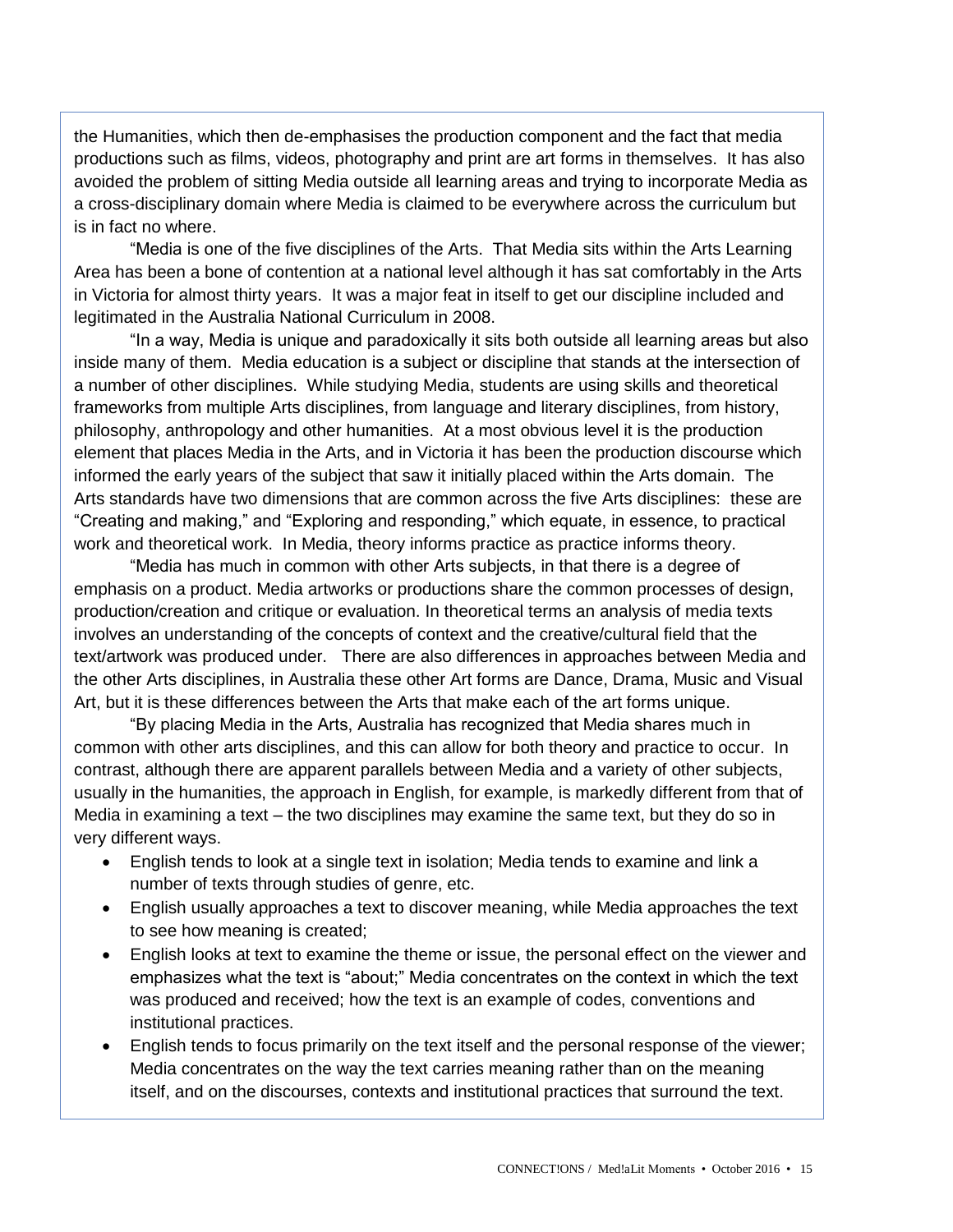the Humanities, which then de-emphasises the production component and the fact that media productions such as films, videos, photography and print are art forms in themselves. It has also avoided the problem of sitting Media outside all learning areas and trying to incorporate Media as a cross-disciplinary domain where Media is claimed to be everywhere across the curriculum but is in fact no where.

"Media is one of the five disciplines of the Arts. That Media sits within the Arts Learning Area has been a bone of contention at a national level although it has sat comfortably in the Arts in Victoria for almost thirty years. It was a major feat in itself to get our discipline included and legitimated in the Australia National Curriculum in 2008.

"In a way, Media is unique and paradoxically it sits both outside all learning areas but also inside many of them. Media education is a subject or discipline that stands at the intersection of a number of other disciplines. While studying Media, students are using skills and theoretical frameworks from multiple Arts disciplines, from language and literary disciplines, from history, philosophy, anthropology and other humanities. At a most obvious level it is the production element that places Media in the Arts, and in Victoria it has been the production discourse which informed the early years of the subject that saw it initially placed within the Arts domain. The Arts standards have two dimensions that are common across the five Arts disciplines: these are "Creating and making," and "Exploring and responding," which equate, in essence, to practical work and theoretical work. In Media, theory informs practice as practice informs theory.

"Media has much in common with other Arts subjects, in that there is a degree of emphasis on a product. Media artworks or productions share the common processes of design, production/creation and critique or evaluation. In theoretical terms an analysis of media texts involves an understanding of the concepts of context and the creative/cultural field that the text/artwork was produced under. There are also differences in approaches between Media and the other Arts disciplines, in Australia these other Art forms are Dance, Drama, Music and Visual Art, but it is these differences between the Arts that make each of the art forms unique.

"By placing Media in the Arts, Australia has recognized that Media shares much in common with other arts disciplines, and this can allow for both theory and practice to occur. In contrast, although there are apparent parallels between Media and a variety of other subjects, usually in the humanities, the approach in English, for example, is markedly different from that of Media in examining a text – the two disciplines may examine the same text, but they do so in very different ways.

- English tends to look at a single text in isolation; Media tends to examine and link a number of texts through studies of genre, etc.
- English usually approaches a text to discover meaning, while Media approaches the text to see how meaning is created;
- English looks at text to examine the theme or issue, the personal effect on the viewer and emphasizes what the text is "about;" Media concentrates on the context in which the text was produced and received; how the text is an example of codes, conventions and institutional practices.
- English tends to focus primarily on the text itself and the personal response of the viewer; Media concentrates on the way the text carries meaning rather than on the meaning itself, and on the discourses, contexts and institutional practices that surround the text.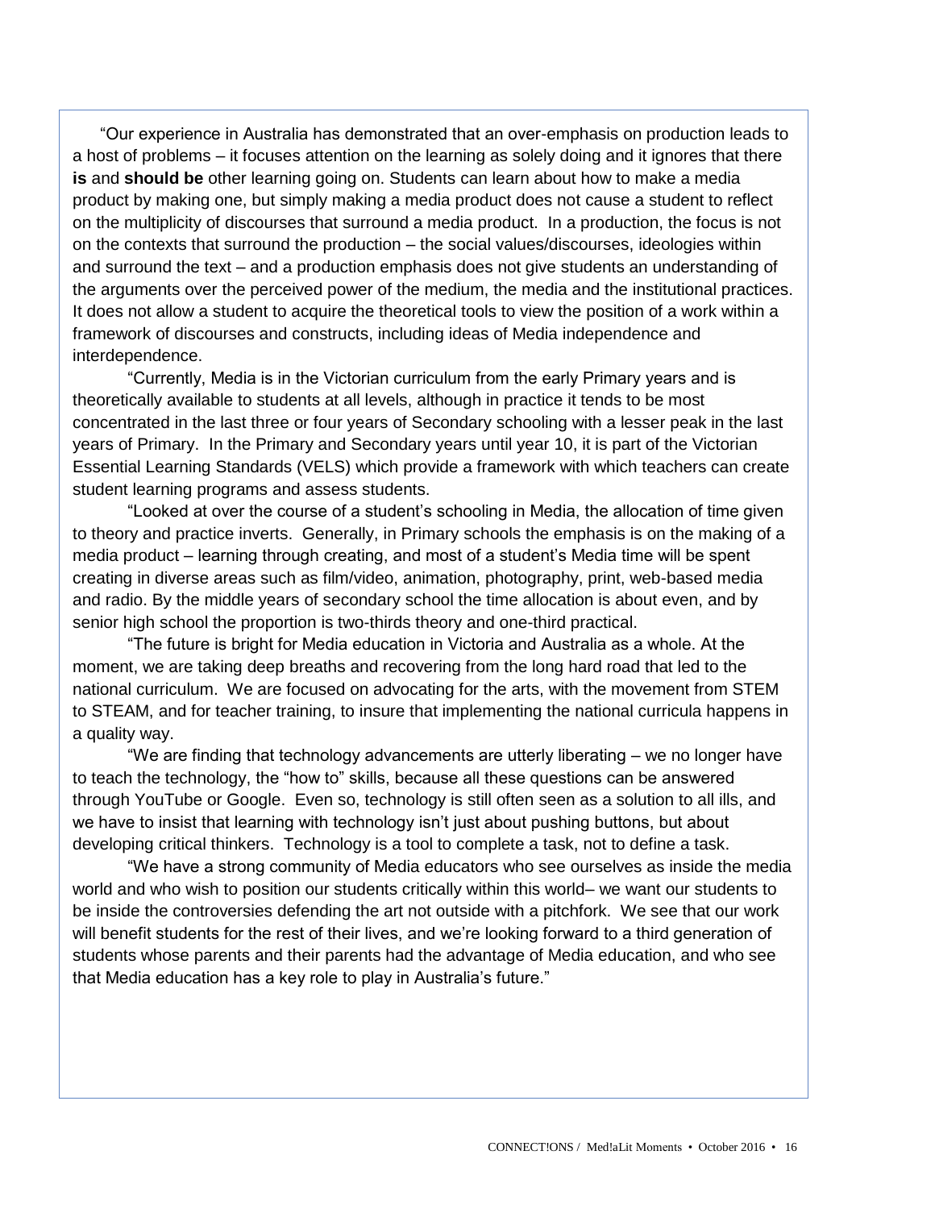"Our experience in Australia has demonstrated that an over-emphasis on production leads to a host of problems – it focuses attention on the learning as solely doing and it ignores that there **is** and **should be** other learning going on. Students can learn about how to make a media product by making one, but simply making a media product does not cause a student to reflect on the multiplicity of discourses that surround a media product. In a production, the focus is not on the contexts that surround the production – the social values/discourses, ideologies within and surround the text – and a production emphasis does not give students an understanding of the arguments over the perceived power of the medium, the media and the institutional practices. It does not allow a student to acquire the theoretical tools to view the position of a work within a framework of discourses and constructs, including ideas of Media independence and interdependence.

"Currently, Media is in the Victorian curriculum from the early Primary years and is theoretically available to students at all levels, although in practice it tends to be most concentrated in the last three or four years of Secondary schooling with a lesser peak in the last years of Primary. In the Primary and Secondary years until year 10, it is part of the Victorian Essential Learning Standards (VELS) which provide a framework with which teachers can create student learning programs and assess students.

"Looked at over the course of a student's schooling in Media, the allocation of time given to theory and practice inverts. Generally, in Primary schools the emphasis is on the making of a media product – learning through creating, and most of a student's Media time will be spent creating in diverse areas such as film/video, animation, photography, print, web-based media and radio. By the middle years of secondary school the time allocation is about even, and by senior high school the proportion is two-thirds theory and one-third practical.

"The future is bright for Media education in Victoria and Australia as a whole. At the moment, we are taking deep breaths and recovering from the long hard road that led to the national curriculum. We are focused on advocating for the arts, with the movement from STEM to STEAM, and for teacher training, to insure that implementing the national curricula happens in a quality way.

"We are finding that technology advancements are utterly liberating – we no longer have to teach the technology, the "how to" skills, because all these questions can be answered through YouTube or Google. Even so, technology is still often seen as a solution to all ills, and we have to insist that learning with technology isn't just about pushing buttons, but about developing critical thinkers. Technology is a tool to complete a task, not to define a task.

"We have a strong community of Media educators who see ourselves as inside the media world and who wish to position our students critically within this world– we want our students to be inside the controversies defending the art not outside with a pitchfork. We see that our work will benefit students for the rest of their lives, and we're looking forward to a third generation of students whose parents and their parents had the advantage of Media education, and who see that Media education has a key role to play in Australia's future."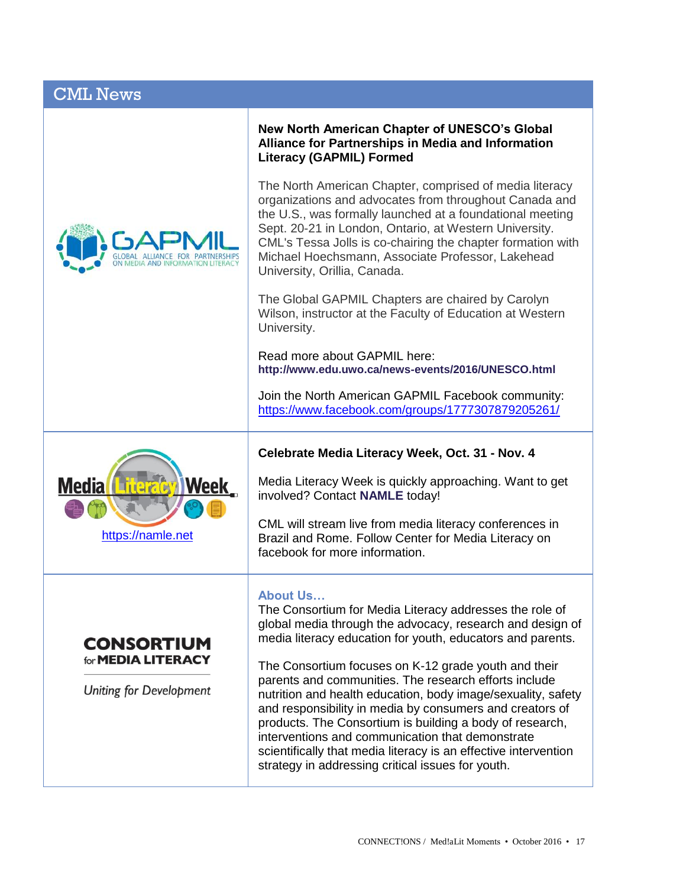## CML News

### New North American Chapter of UNESCO's Global Alliance for Partnerships in Media and Information Literacy (GAPMIL) Formed

The North American Chapter, comprised of media literacy organizations and advocates from throughout Canada and the U.S., was formally launched at a foundational meeting Sept. 20-21 in London, Ontario, at Western University. CML's Tessa Jolls is co-chairing the chapter formation with Michael Hoechsmann, Associate Professor, Lakehead University, Orillia, Canada.

The Global GAPMIL Chapters are chaired by Carolyn Wilson, instructor at the Faculty of Education at Western University.

Read more about GAPMIL here:
**http://www.edu.uwo.ca/news-events/2016/UNESCO.html**

Join the North American GAPMIL Facebook community:
https://www.facebook.com/groups/1777307879205261/

### Celebrate Media Literacy Week, Oct. 31 - Nov. 4

https://namle.net

Media Literacy Week is quickly approaching. Want to get involved? Contact **NAMLE** today!

CML will stream live from media literacy conferences in Brazil and Rome. Follow Center for Media Literacy on facebook for more information.

**CONSORTIUM for MEDIA LITERACY**

*Uniting for Development*

### About Us…

The Consortium for Media Literacy addresses the role of global media through the advocacy, research and design of media literacy education for youth, educators and parents.

The Consortium focuses on K-12 grade youth and their parents and communities. The research efforts include nutrition and health education, body image/sexuality, safety and responsibility in media by consumers and creators of products. The Consortium is building a body of research, interventions and communication that demonstrate scientifically that media literacy is an effective intervention strategy in addressing critical issues for youth.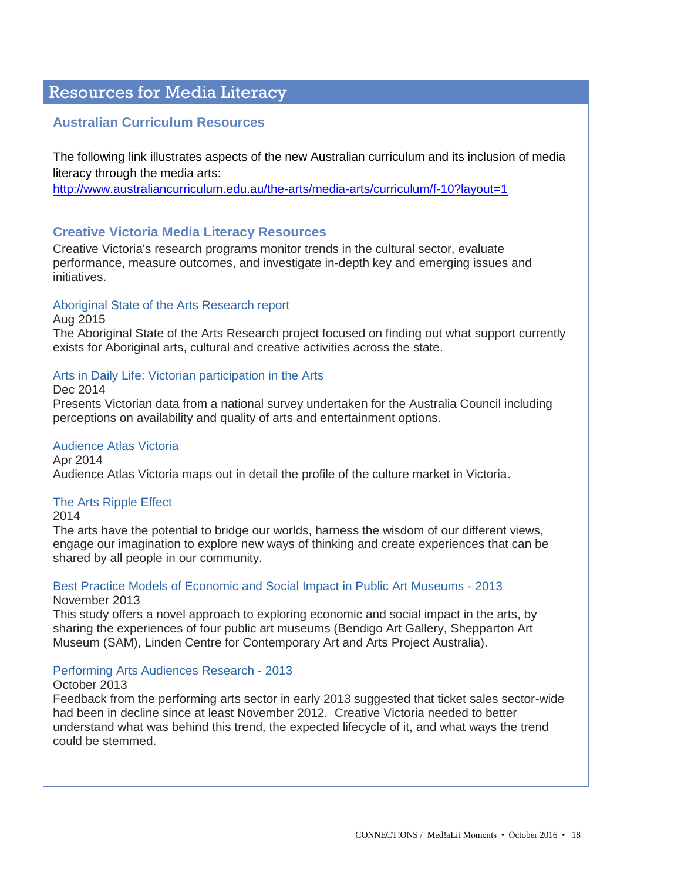# Resources for Media Literacy

## Australian Curriculum Resources

The following link illustrates aspects of the new Australian curriculum and its inclusion of media literacy through the media arts:
http://www.australiancurriculum.edu.au/the-arts/media-arts/curriculum/f-10?layout=1

## Creative Victoria Media Literacy Resources

Creative Victoria's research programs monitor trends in the cultural sector, evaluate performance, measure outcomes, and investigate in-depth key and emerging issues and initiatives.

### Aboriginal State of the Arts Research report

Aug 2015

The Aboriginal State of the Arts Research project focused on finding out what support currently exists for Aboriginal arts, cultural and creative activities across the state.

### Arts in Daily Life: Victorian participation in the Arts

Dec 2014

Presents Victorian data from a national survey undertaken for the Australia Council including perceptions on availability and quality of arts and entertainment options.

### Audience Atlas Victoria

Apr 2014

Audience Atlas Victoria maps out in detail the profile of the culture market in Victoria.

### The Arts Ripple Effect

2014

The arts have the potential to bridge our worlds, harness the wisdom of our different views, engage our imagination to explore new ways of thinking and create experiences that can be shared by all people in our community.

### Best Practice Models of Economic and Social Impact in Public Art Museums - 2013

November 2013

This study offers a novel approach to exploring economic and social impact in the arts, by sharing the experiences of four public art museums (Bendigo Art Gallery, Shepparton Art Museum (SAM), Linden Centre for Contemporary Art and Arts Project Australia).

### Performing Arts Audiences Research - 2013

October 2013

Feedback from the performing arts sector in early 2013 suggested that ticket sales sector-wide had been in decline since at least November 2012. Creative Victoria needed to better understand what was behind this trend, the expected lifecycle of it, and what ways the trend could be stemmed.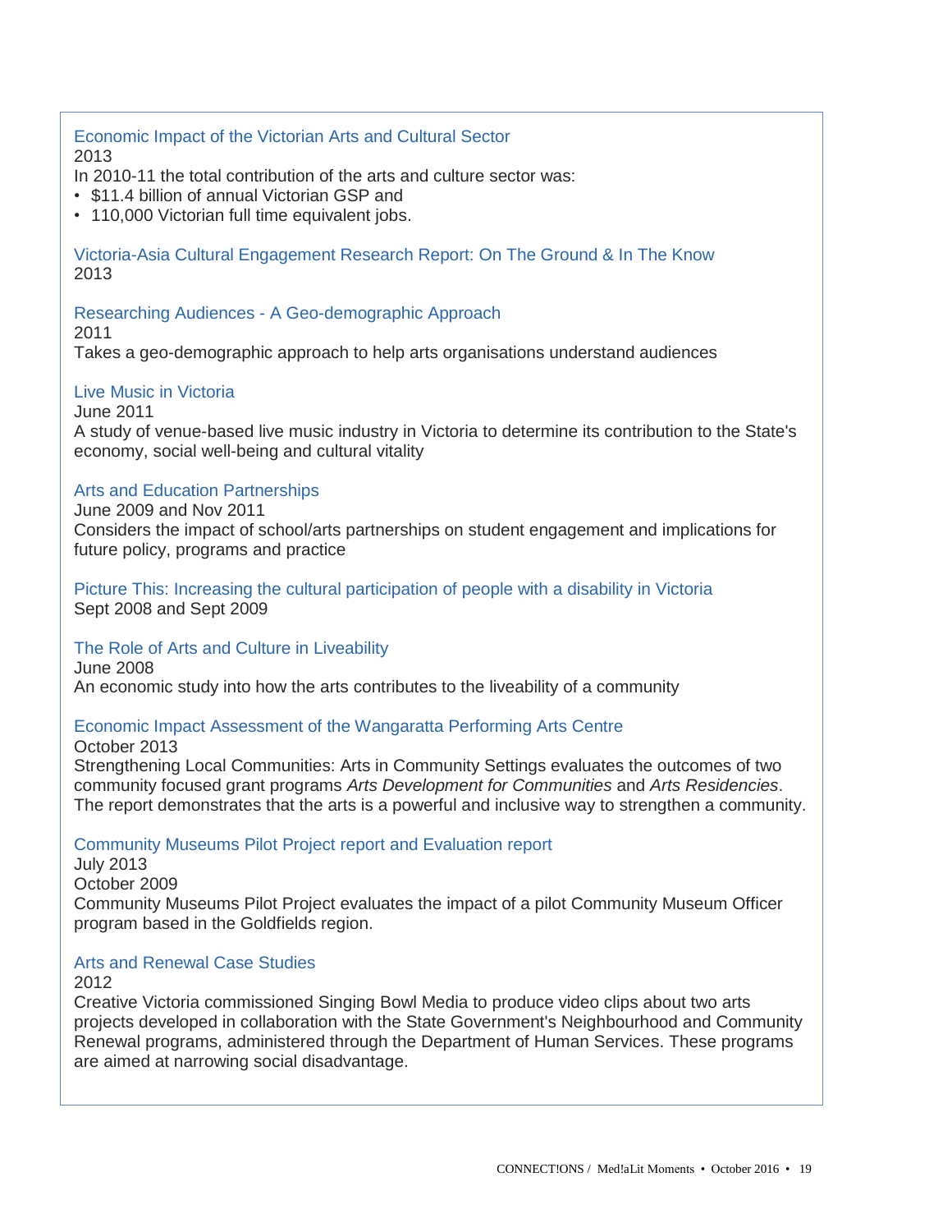Economic Impact of the Victorian Arts and Cultural Sector
2013
In 2010-11 the total contribution of the arts and culture sector was:

- $11.4 billion of annual Victorian GSP and
- 110,000 Victorian full time equivalent jobs.

Victoria-Asia Cultural Engagement Research Report: On The Ground & In The Know
2013

Researching Audiences - A Geo-demographic Approach
2011
Takes a geo-demographic approach to help arts organisations understand audiences

Live Music in Victoria
June 2011
A study of venue-based live music industry in Victoria to determine its contribution to the State's economy, social well-being and cultural vitality

Arts and Education Partnerships
June 2009 and Nov 2011
Considers the impact of school/arts partnerships on student engagement and implications for future policy, programs and practice

Picture This: Increasing the cultural participation of people with a disability in Victoria
Sept 2008 and Sept 2009

The Role of Arts and Culture in Liveability
June 2008
An economic study into how the arts contributes to the liveability of a community

Economic Impact Assessment of the Wangaratta Performing Arts Centre
October 2013
Strengthening Local Communities: Arts in Community Settings evaluates the outcomes of two community focused grant programs *Arts Development for Communities* and *Arts Residencies*. The report demonstrates that the arts is a powerful and inclusive way to strengthen a community.

Community Museums Pilot Project report and Evaluation report
July 2013
October 2009
Community Museums Pilot Project evaluates the impact of a pilot Community Museum Officer program based in the Goldfields region.

Arts and Renewal Case Studies
2012
Creative Victoria commissioned Singing Bowl Media to produce video clips about two arts projects developed in collaboration with the State Government's Neighbourhood and Community Renewal programs, administered through the Department of Human Services. These programs are aimed at narrowing social disadvantage.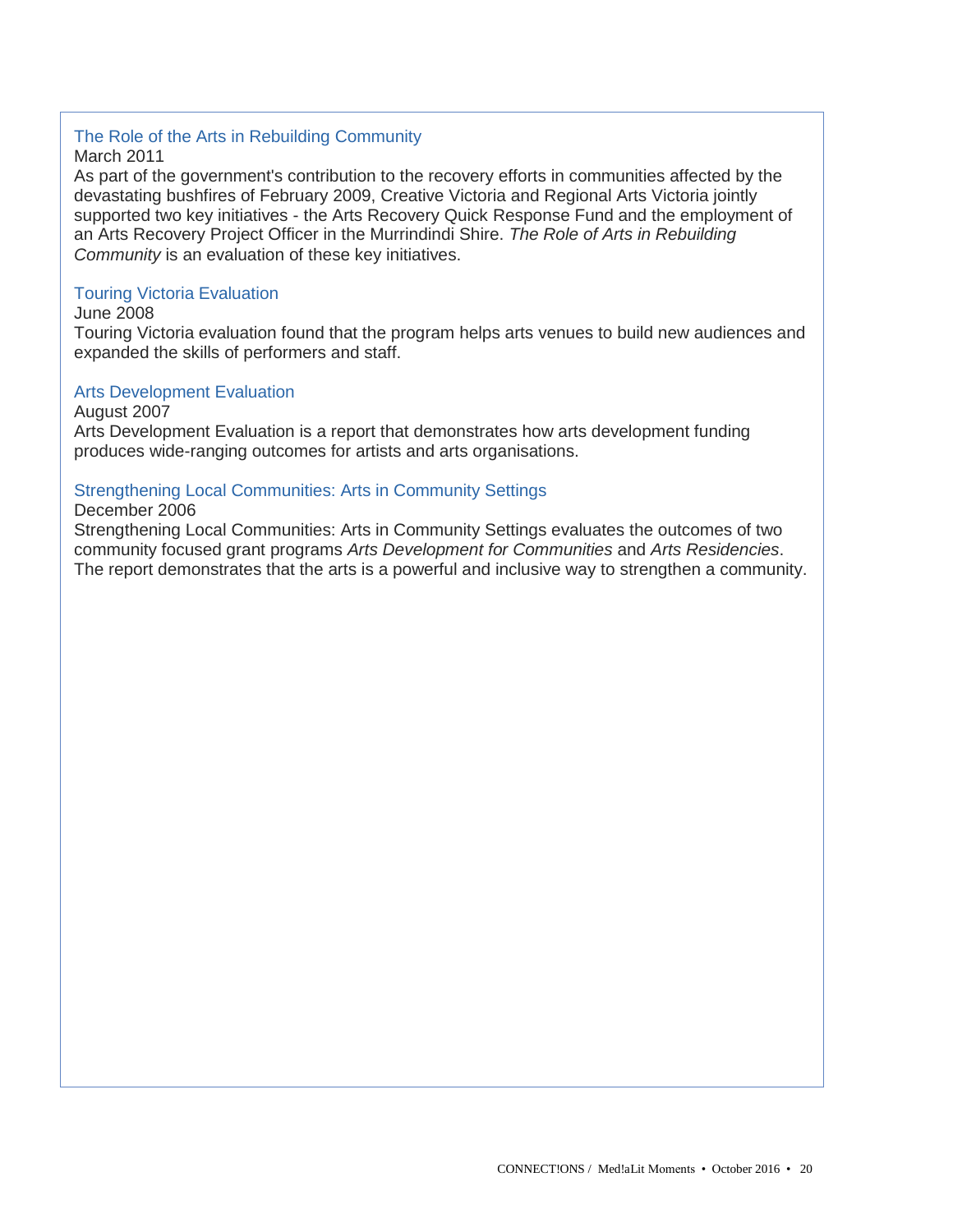### The Role of the Arts in Rebuilding Community

March 2011

As part of the government's contribution to the recovery efforts in communities affected by the devastating bushfires of February 2009, Creative Victoria and Regional Arts Victoria jointly supported two key initiatives - the Arts Recovery Quick Response Fund and the employment of an Arts Recovery Project Officer in the Murrindindi Shire. *The Role of Arts in Rebuilding Community* is an evaluation of these key initiatives.

### Touring Victoria Evaluation

June 2008

Touring Victoria evaluation found that the program helps arts venues to build new audiences and expanded the skills of performers and staff.

### Arts Development Evaluation

August 2007

Arts Development Evaluation is a report that demonstrates how arts development funding produces wide-ranging outcomes for artists and arts organisations.

### Strengthening Local Communities: Arts in Community Settings

December 2006

Strengthening Local Communities: Arts in Community Settings evaluates the outcomes of two community focused grant programs *Arts Development for Communities* and *Arts Residencies*. The report demonstrates that the arts is a powerful and inclusive way to strengthen a community.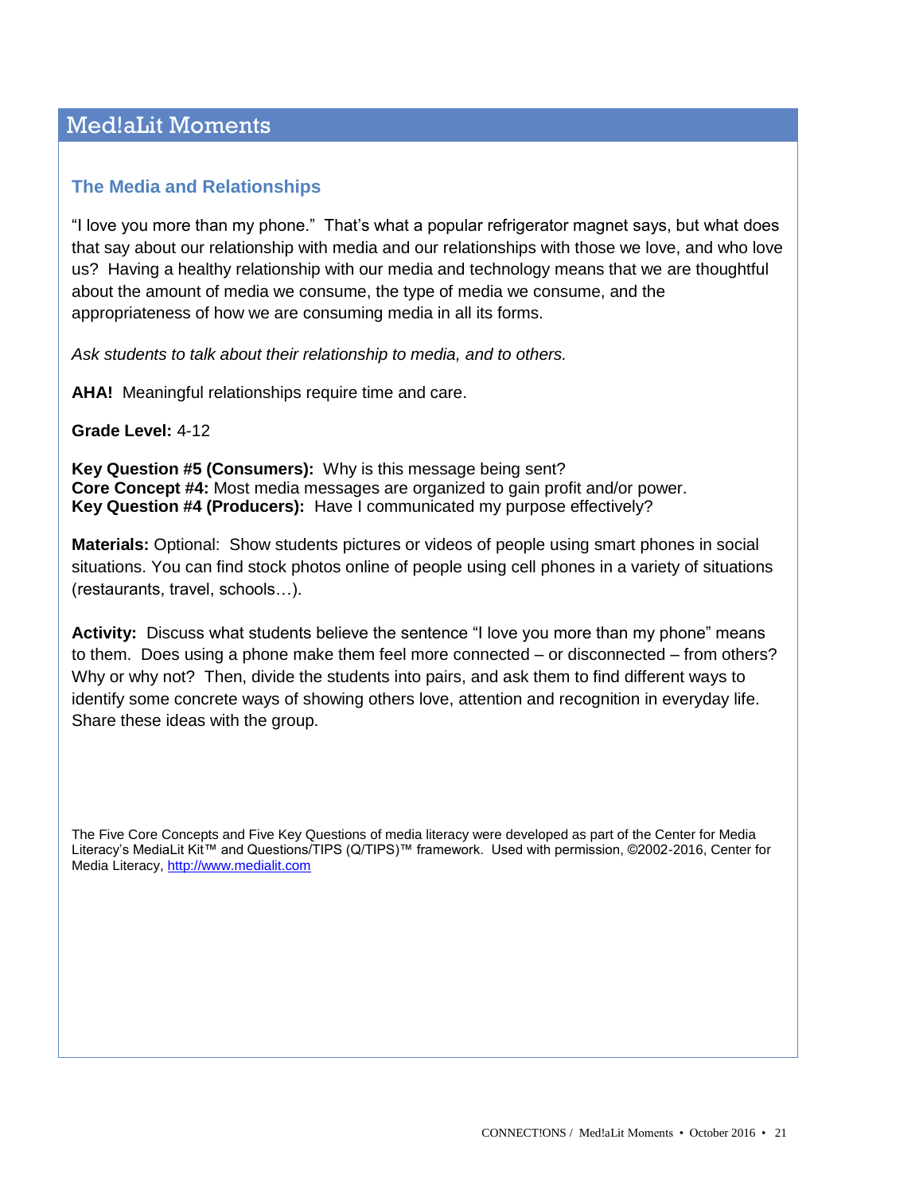# Med!aLit Moments

## The Media and Relationships

"I love you more than my phone." That's what a popular refrigerator magnet says, but what does that say about our relationship with media and our relationships with those we love, and who love us? Having a healthy relationship with our media and technology means that we are thoughtful about the amount of media we consume, the type of media we consume, and the appropriateness of how we are consuming media in all its forms.

*Ask students to talk about their relationship to media, and to others.*

**AHA!** Meaningful relationships require time and care.

**Grade Level:** 4-12

**Key Question #5 (Consumers):** Why is this message being sent?
**Core Concept #4:** Most media messages are organized to gain profit and/or power.
**Key Question #4 (Producers):** Have I communicated my purpose effectively?

**Materials:** Optional: Show students pictures or videos of people using smart phones in social situations. You can find stock photos online of people using cell phones in a variety of situations (restaurants, travel, schools…).

**Activity:** Discuss what students believe the sentence "I love you more than my phone" means to them. Does using a phone make them feel more connected – or disconnected – from others? Why or why not? Then, divide the students into pairs, and ask them to find different ways to identify some concrete ways of showing others love, attention and recognition in everyday life. Share these ideas with the group.

The Five Core Concepts and Five Key Questions of media literacy were developed as part of the Center for Media Literacy's MediaLit Kit™ and Questions/TIPS (Q/TIPS)™ framework. Used with permission, ©2002-2016, Center for Media Literacy, http://www.medialit.com